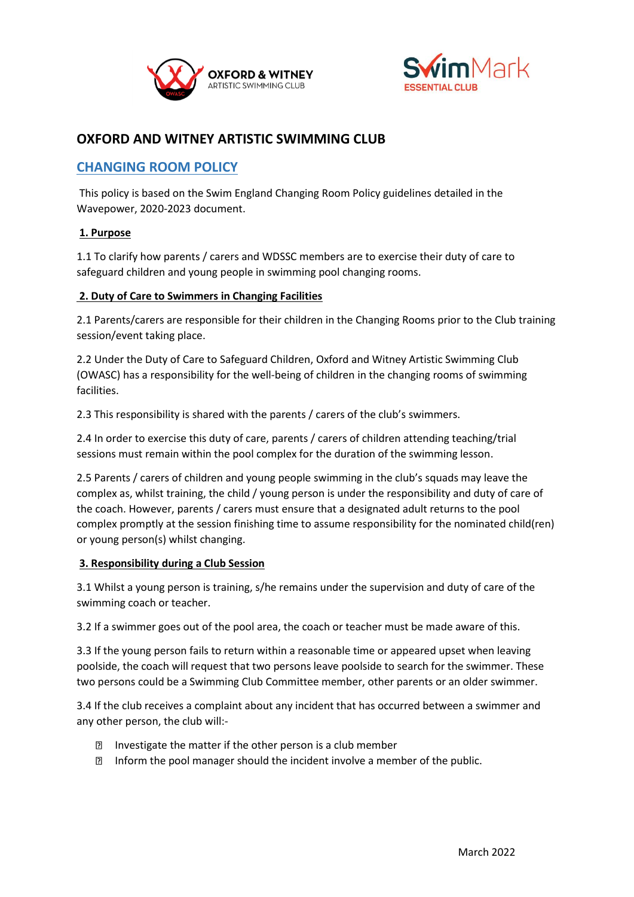OXFORD & WITNEY
ARTISTIC SWIMMING CLUB

SwimMark
ESSENTIAL CLUB

# OXFORD AND WITNEY ARTISTIC SWIMMING CLUB

## CHANGING ROOM POLICY

This policy is based on the Swim England Changing Room Policy guidelines detailed in the Wavepower, 2020-2023 document.

### 1. Purpose

1.1 To clarify how parents / carers and WDSSC members are to exercise their duty of care to safeguard children and young people in swimming pool changing rooms.

### 2. Duty of Care to Swimmers in Changing Facilities

2.1 Parents/carers are responsible for their children in the Changing Rooms prior to the Club training session/event taking place.

2.2 Under the Duty of Care to Safeguard Children, Oxford and Witney Artistic Swimming Club (OWASC) has a responsibility for the well-being of children in the changing rooms of swimming facilities.

2.3 This responsibility is shared with the parents / carers of the club's swimmers.

2.4 In order to exercise this duty of care, parents / carers of children attending teaching/trial sessions must remain within the pool complex for the duration of the swimming lesson.

2.5 Parents / carers of children and young people swimming in the club's squads may leave the complex as, whilst training, the child / young person is under the responsibility and duty of care of the coach. However, parents / carers must ensure that a designated adult returns to the pool complex promptly at the session finishing time to assume responsibility for the nominated child(ren) or young person(s) whilst changing.

### 3. Responsibility during a Club Session

3.1 Whilst a young person is training, s/he remains under the supervision and duty of care of the swimming coach or teacher.

3.2 If a swimmer goes out of the pool area, the coach or teacher must be made aware of this.

3.3 If the young person fails to return within a reasonable time or appeared upset when leaving poolside, the coach will request that two persons leave poolside to search for the swimmer. These two persons could be a Swimming Club Committee member, other parents or an older swimmer.

3.4 If the club receives a complaint about any incident that has occurred between a swimmer and any other person, the club will:-

- Investigate the matter if the other person is a club member
- Inform the pool manager should the incident involve a member of the public.

March 2022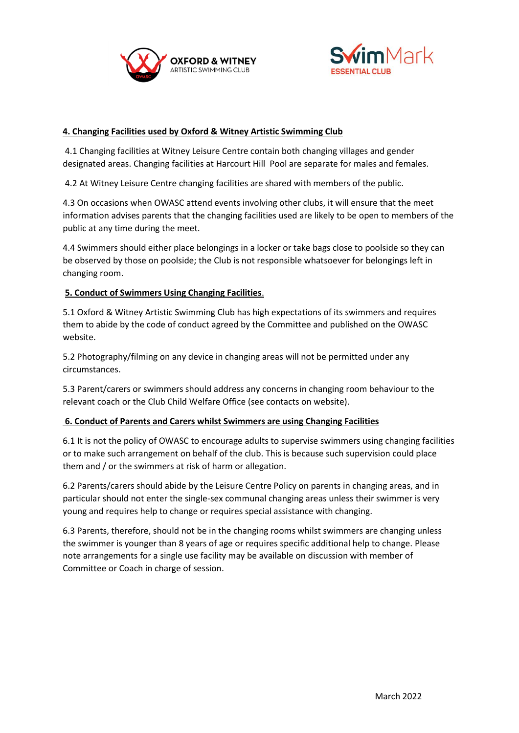## 4. Changing Facilities used by Oxford & Witney Artistic Swimming Club

4.1 Changing facilities at Witney Leisure Centre contain both changing villages and gender designated areas. Changing facilities at Harcourt Hill Pool are separate for males and females.

4.2 At Witney Leisure Centre changing facilities are shared with members of the public.

4.3 On occasions when OWASC attend events involving other clubs, it will ensure that the meet information advises parents that the changing facilities used are likely to be open to members of the public at any time during the meet.

4.4 Swimmers should either place belongings in a locker or take bags close to poolside so they can be observed by those on poolside; the Club is not responsible whatsoever for belongings left in changing room.

## 5. Conduct of Swimmers Using Changing Facilities.

5.1 Oxford & Witney Artistic Swimming Club has high expectations of its swimmers and requires them to abide by the code of conduct agreed by the Committee and published on the OWASC website.

5.2 Photography/filming on any device in changing areas will not be permitted under any circumstances.

5.3 Parent/carers or swimmers should address any concerns in changing room behaviour to the relevant coach or the Club Child Welfare Office (see contacts on website).

## 6. Conduct of Parents and Carers whilst Swimmers are using Changing Facilities

6.1 It is not the policy of OWASC to encourage adults to supervise swimmers using changing facilities or to make such arrangement on behalf of the club. This is because such supervision could place them and / or the swimmers at risk of harm or allegation.

6.2 Parents/carers should abide by the Leisure Centre Policy on parents in changing areas, and in particular should not enter the single-sex communal changing areas unless their swimmer is very young and requires help to change or requires special assistance with changing.

6.3 Parents, therefore, should not be in the changing rooms whilst swimmers are changing unless the swimmer is younger than 8 years of age or requires specific additional help to change. Please note arrangements for a single use facility may be available on discussion with member of Committee or Coach in charge of session.

March 2022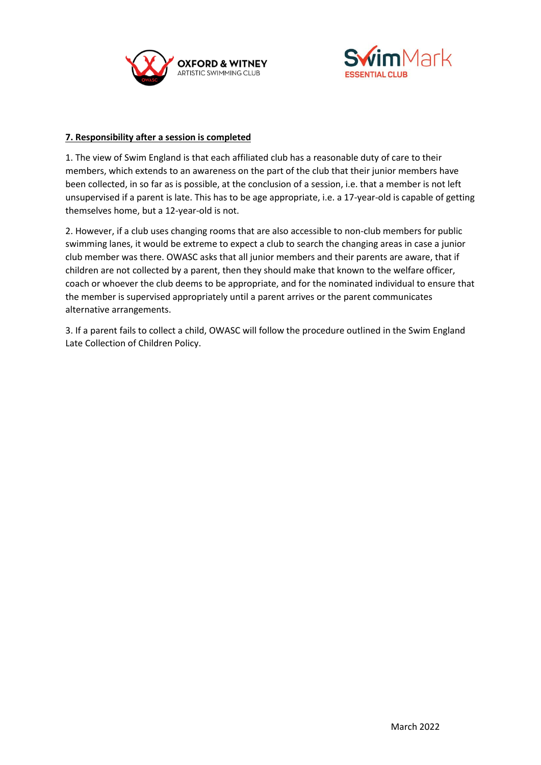## 7. Responsibility after a session is completed

1. The view of Swim England is that each affiliated club has a reasonable duty of care to their members, which extends to an awareness on the part of the club that their junior members have been collected, in so far as is possible, at the conclusion of a session, i.e. that a member is not left unsupervised if a parent is late. This has to be age appropriate, i.e. a 17-year-old is capable of getting themselves home, but a 12-year-old is not.

2. However, if a club uses changing rooms that are also accessible to non-club members for public swimming lanes, it would be extreme to expect a club to search the changing areas in case a junior club member was there. OWASC asks that all junior members and their parents are aware, that if children are not collected by a parent, then they should make that known to the welfare officer, coach or whoever the club deems to be appropriate, and for the nominated individual to ensure that the member is supervised appropriately until a parent arrives or the parent communicates alternative arrangements.

3. If a parent fails to collect a child, OWASC will follow the procedure outlined in the Swim England Late Collection of Children Policy.